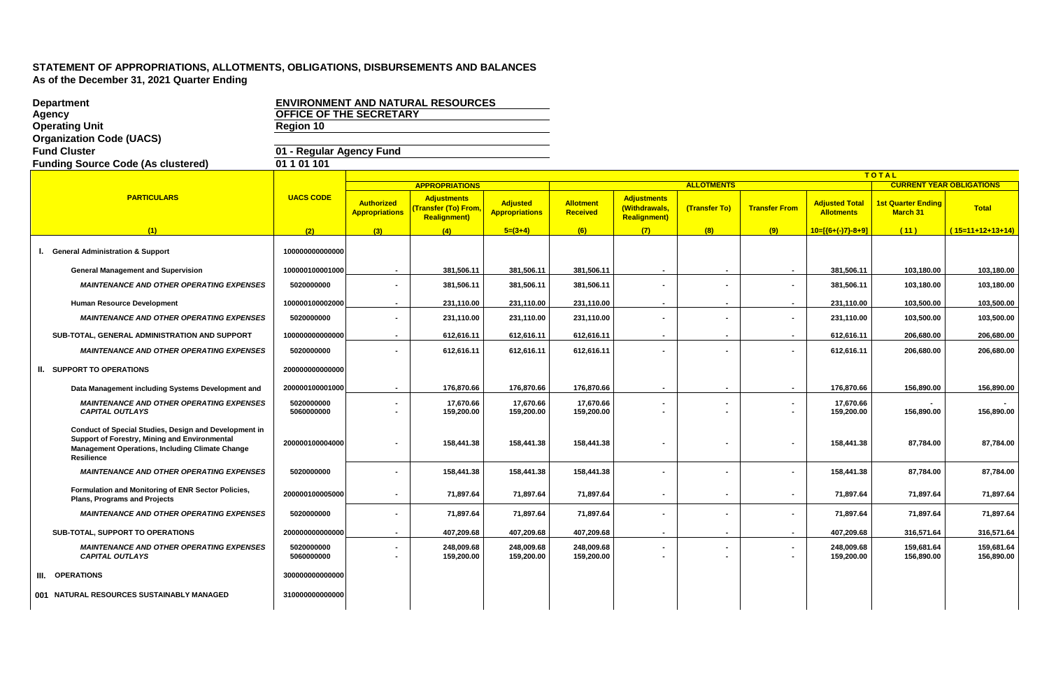# STATEMENT OF APPROPRIATIONS, ALLOTMENTS, OBLIGATIONS, DISBURSEMENTS AND BALANCES
**As of the December 31, 2021 Quarter Ending**

**Department:** ENVIRONMENT AND NATURAL RESOURCES
**Agency:** OFFICE OF THE SECRETARY
**Operating Unit:** Region 10
**Organization Code (UACS):**
**Fund Cluster:** 01 - Regular Agency Fund
**Funding Source Code (As clustered):** 01 1 01 101

| PARTICULARS | UACS CODE | APPROPRIATIONS | | | ALLOTMENTS | | | | | TOTAL CURRENT YEAR OBLIGATIONS | |
|---|---|---|---|---|---|---|---|---|---|---|---|
| | | Authorized Appropriations | Adjustments (Transfer (To) From, Realignment) | Adjusted Appropriations | Allotment Received | Adjustments (Withdrawals, Realignment) | (Transfer To) | Transfer From | Adjusted Total Allotments | 1st Quarter Ending March 31 | Total |
| (1) | (2) | (3) | (4) | 5=(3+4) | (6) | (7) | (8) | (9) | 10=[{6+(-)7}-8+9] | (11) | (15=11+12+13+14) |
| **I. General Administration & Support** | 100000000000000 | | | | | | | | | | |
| **General Management and Supervision** | 100000100001000 | - | 381,506.11 | 381,506.11 | 381,506.11 | - | - | - | 381,506.11 | 103,180.00 | 103,180.00 |
| ***MAINTENANCE AND OTHER OPERATING EXPENSES*** | 5020000000 | - | 381,506.11 | 381,506.11 | 381,506.11 | - | - | - | 381,506.11 | 103,180.00 | 103,180.00 |
| **Human Resource Development** | 100000100002000 | - | 231,110.00 | 231,110.00 | 231,110.00 | - | - | - | 231,110.00 | 103,500.00 | 103,500.00 |
| ***MAINTENANCE AND OTHER OPERATING EXPENSES*** | 5020000000 | - | 231,110.00 | 231,110.00 | 231,110.00 | - | - | - | 231,110.00 | 103,500.00 | 103,500.00 |
| **SUB-TOTAL, GENERAL ADMINISTRATION AND SUPPORT** | 100000000000000 | - | 612,616.11 | 612,616.11 | 612,616.11 | - | - | - | 612,616.11 | 206,680.00 | 206,680.00 |
| ***MAINTENANCE AND OTHER OPERATING EXPENSES*** | 5020000000 | - | 612,616.11 | 612,616.11 | 612,616.11 | - | - | - | 612,616.11 | 206,680.00 | 206,680.00 |
| **II. SUPPORT TO OPERATIONS** | 200000000000000 | | | | | | | | | | |
| **Data Management including Systems Development and** | 200000100001000 | - | 176,870.66 | 176,870.66 | 176,870.66 | - | - | - | 176,870.66 | 156,890.00 | 156,890.00 |
| ***MAINTENANCE AND OTHER OPERATING EXPENSES*** | 5020000000 | - | 17,670.66 | 17,670.66 | 17,670.66 | - | - | - | 17,670.66 | - | - |
| ***CAPITAL OUTLAYS*** | 5060000000 | - | 159,200.00 | 159,200.00 | 159,200.00 | - | - | - | 159,200.00 | 156,890.00 | 156,890.00 |
| **Conduct of Special Studies, Design and Development in Support of Forestry, Mining and Environmental Management Operations, Including Climate Change Resilience** | 200000100004000 | - | 158,441.38 | 158,441.38 | 158,441.38 | - | - | - | 158,441.38 | 87,784.00 | 87,784.00 |
| ***MAINTENANCE AND OTHER OPERATING EXPENSES*** | 5020000000 | - | 158,441.38 | 158,441.38 | 158,441.38 | - | - | - | 158,441.38 | 87,784.00 | 87,784.00 |
| **Formulation and Monitoring of ENR Sector Policies, Plans, Programs and Projects** | 200000100005000 | - | 71,897.64 | 71,897.64 | 71,897.64 | - | - | - | 71,897.64 | 71,897.64 | 71,897.64 |
| ***MAINTENANCE AND OTHER OPERATING EXPENSES*** | 5020000000 | - | 71,897.64 | 71,897.64 | 71,897.64 | - | - | - | 71,897.64 | 71,897.64 | 71,897.64 |
| **SUB-TOTAL, SUPPORT TO OPERATIONS** | 200000000000000 | - | 407,209.68 | 407,209.68 | 407,209.68 | - | - | - | 407,209.68 | 316,571.64 | 316,571.64 |
| ***MAINTENANCE AND OTHER OPERATING EXPENSES*** | 5020000000 | - | 248,009.68 | 248,009.68 | 248,009.68 | - | - | - | 248,009.68 | 159,681.64 | 159,681.64 |
| ***CAPITAL OUTLAYS*** | 5060000000 | - | 159,200.00 | 159,200.00 | 159,200.00 | - | - | - | 159,200.00 | 156,890.00 | 156,890.00 |
| **III. OPERATIONS** | 300000000000000 | | | | | | | | | | |
| **001 NATURAL RESOURCES SUSTAINABLY MANAGED** | 310000000000000 | | | | | | | | | | |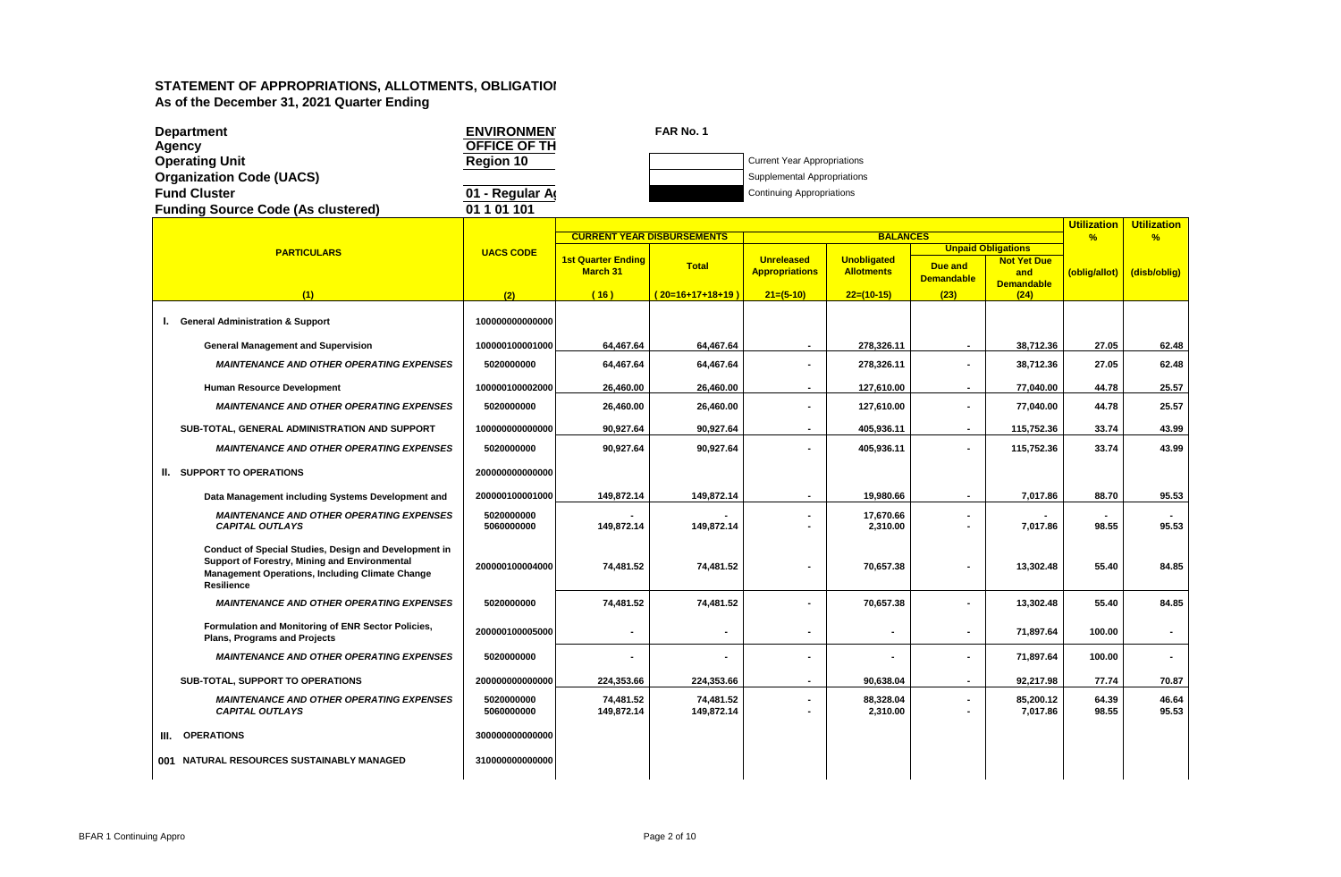## STATEMENT OF APPROPRIATIONS, ALLOTMENTS, OBLIGATIOI
**As of the December 31, 2021 Quarter Ending**

| | | |
|---|---|---|
| **Department** | **ENVIRONMEN** | **FAR No. 1** |
| **Agency** | **OFFICE OF TH** | |
| **Operating Unit** | **Region 10** | Current Year Appropriations |
| **Organization Code (UACS)** | | Supplemental Appropriations |
| **Fund Cluster** | **01 - Regular A** | Continuing Appropriations |
| **Funding Source Code (As clustered)** | **01 1 01 101** | |

| PARTICULARS | UACS CODE | CURRENT YEAR DISBURSEMENTS | | BALANCES | | | | Utilization % | Utilization % |
|---|---|---|---|---|---|---|---|---|---|
| | | | | | | Unpaid Obligations | | | |
| | | 1st Quarter Ending March 31 | Total | Unreleased Appropriations | Unobligated Allotments | Due and Demandable | Not Yet Due and Demandable | (oblig/allot) | (disb/oblig) |
| (1) | (2) | (16) | (20=16+17+18+19) | 21=(5-10) | 22=(10-15) | (23) | (24) | | |
| **I. General Administration & Support** | 100000000000000 | | | | | | | | |
| **General Management and Supervision** | 100000100001000 | 64,467.64 | 64,467.64 | - | 278,326.11 | - | 38,712.36 | 27.05 | 62.48 |
| *MAINTENANCE AND OTHER OPERATING EXPENSES* | 5020000000 | 64,467.64 | 64,467.64 | - | 278,326.11 | - | 38,712.36 | 27.05 | 62.48 |
| **Human Resource Development** | 100000100002000 | 26,460.00 | 26,460.00 | - | 127,610.00 | - | 77,040.00 | 44.78 | 25.57 |
| *MAINTENANCE AND OTHER OPERATING EXPENSES* | 5020000000 | 26,460.00 | 26,460.00 | - | 127,610.00 | - | 77,040.00 | 44.78 | 25.57 |
| **SUB-TOTAL, GENERAL ADMINISTRATION AND SUPPORT** | 100000000000000 | 90,927.64 | 90,927.64 | - | 405,936.11 | - | 115,752.36 | 33.74 | 43.99 |
| *MAINTENANCE AND OTHER OPERATING EXPENSES* | 5020000000 | 90,927.64 | 90,927.64 | - | 405,936.11 | - | 115,752.36 | 33.74 | 43.99 |
| **II. SUPPORT TO OPERATIONS** | 200000000000000 | | | | | | | | |
| **Data Management including Systems Development and** | 200000100001000 | 149,872.14 | 149,872.14 | - | 19,980.66 | - | 7,017.86 | 88.70 | 95.53 |
| *MAINTENANCE AND OTHER OPERATING EXPENSES* | 5020000000 | - | - | - | 17,670.66 | - | - | - | - |
| *CAPITAL OUTLAYS* | 5060000000 | 149,872.14 | 149,872.14 | - | 2,310.00 | - | 7,017.86 | 98.55 | 95.53 |
| **Conduct of Special Studies, Design and Development in Support of Forestry, Mining and Environmental Management Operations, Including Climate Change Resilience** | 200000100004000 | 74,481.52 | 74,481.52 | - | 70,657.38 | - | 13,302.48 | 55.40 | 84.85 |
| *MAINTENANCE AND OTHER OPERATING EXPENSES* | 5020000000 | 74,481.52 | 74,481.52 | - | 70,657.38 | - | 13,302.48 | 55.40 | 84.85 |
| **Formulation and Monitoring of ENR Sector Policies, Plans, Programs and Projects** | 200000100005000 | - | - | - | - | - | 71,897.64 | 100.00 | - |
| *MAINTENANCE AND OTHER OPERATING EXPENSES* | 5020000000 | - | - | - | - | - | 71,897.64 | 100.00 | - |
| **SUB-TOTAL, SUPPORT TO OPERATIONS** | 200000000000000 | 224,353.66 | 224,353.66 | - | 90,638.04 | - | 92,217.98 | 77.74 | 70.87 |
| *MAINTENANCE AND OTHER OPERATING EXPENSES* | 5020000000 | 74,481.52 | 74,481.52 | - | 88,328.04 | - | 85,200.12 | 64.39 | 46.64 |
| *CAPITAL OUTLAYS* | 5060000000 | 149,872.14 | 149,872.14 | - | 2,310.00 | - | 7,017.86 | 98.55 | 95.53 |
| **III. OPERATIONS** | 300000000000000 | | | | | | | | |
| **001 NATURAL RESOURCES SUSTAINABLY MANAGED** | 310000000000000 | | | | | | | | |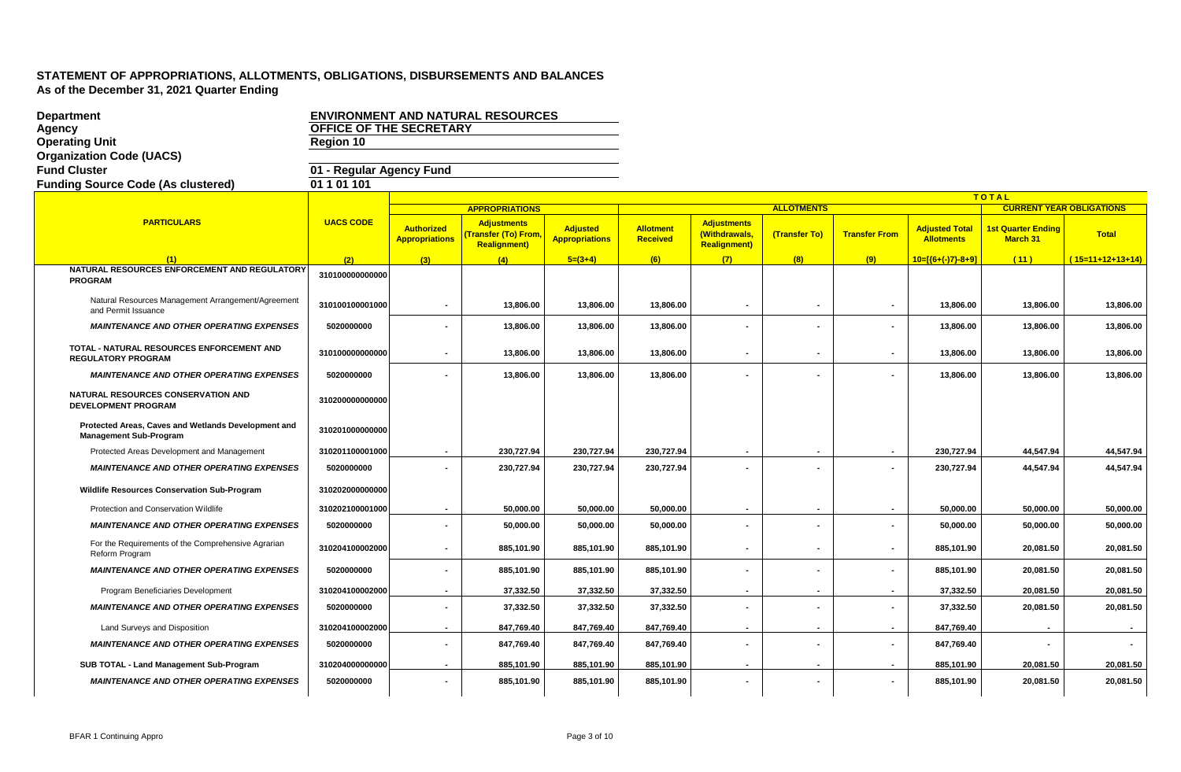# STATEMENT OF APPROPRIATIONS, ALLOTMENTS, OBLIGATIONS, DISBURSEMENTS AND BALANCES

As of the December 31, 2021 Quarter Ending

**Department:** ENVIRONMENT AND NATURAL RESOURCES
**Agency:** OFFICE OF THE SECRETARY
**Operating Unit:** Region 10
**Organization Code (UACS):**
**Fund Cluster:** 01 - Regular Agency Fund
**Funding Source Code (As clustered):** 01 1 01 101

| PARTICULARS | UACS CODE | APPROPRIATIONS | | | ALLOTMENTS | | | | | TOTAL | |
|---|---|---|---|---|---|---|---|---|---|---|---|
| | | | | | | | | | | CURRENT YEAR OBLIGATIONS | |
| | | Authorized Appropriations | Adjustments (Transfer (To) From, Realignment) | Adjusted Appropriations | Allotment Received | Adjustments (Withdrawals, Realignment) | (Transfer To) | Transfer From | Adjusted Total Allotments | 1st Quarter Ending March 31 | Total |
| (1) | (2) | (3) | (4) | 5=(3+4) | (6) | (7) | (8) | (9) | 10=[{6+(-)7}-8+9] | (11) | (15=11+12+13+14) |
| NATURAL RESOURCES ENFORCEMENT AND REGULATORY PROGRAM | 310100000000000 | | | | | | | | | | |
| Natural Resources Management Arrangement/Agreement and Permit Issuance | 310100100001000 | - | 13,806.00 | 13,806.00 | 13,806.00 | - | - | - | 13,806.00 | 13,806.00 | 13,806.00 |
| *MAINTENANCE AND OTHER OPERATING EXPENSES* | 5020000000 | - | 13,806.00 | 13,806.00 | 13,806.00 | - | - | - | 13,806.00 | 13,806.00 | 13,806.00 |
| TOTAL - NATURAL RESOURCES ENFORCEMENT AND REGULATORY PROGRAM | 310100000000000 | - | 13,806.00 | 13,806.00 | 13,806.00 | - | - | - | 13,806.00 | 13,806.00 | 13,806.00 |
| *MAINTENANCE AND OTHER OPERATING EXPENSES* | 5020000000 | - | 13,806.00 | 13,806.00 | 13,806.00 | - | - | - | 13,806.00 | 13,806.00 | 13,806.00 |
| NATURAL RESOURCES CONSERVATION AND DEVELOPMENT PROGRAM | 310200000000000 | | | | | | | | | | |
| Protected Areas, Caves and Wetlands Development and Management Sub-Program | 310201000000000 | | | | | | | | | | |
| Protected Areas Development and Management | 310201100001000 | - | 230,727.94 | 230,727.94 | 230,727.94 | - | - | - | 230,727.94 | 44,547.94 | 44,547.94 |
| *MAINTENANCE AND OTHER OPERATING EXPENSES* | 5020000000 | - | 230,727.94 | 230,727.94 | 230,727.94 | - | - | - | 230,727.94 | 44,547.94 | 44,547.94 |
| Wildlife Resources Conservation Sub-Program | 310202000000000 | | | | | | | | | | |
| Protection and Conservation Wildlife | 310202100001000 | - | 50,000.00 | 50,000.00 | 50,000.00 | - | - | - | 50,000.00 | 50,000.00 | 50,000.00 |
| *MAINTENANCE AND OTHER OPERATING EXPENSES* | 5020000000 | - | 50,000.00 | 50,000.00 | 50,000.00 | - | - | - | 50,000.00 | 50,000.00 | 50,000.00 |
| For the Requirements of the Comprehensive Agrarian Reform Program | 310204100002000 | - | 885,101.90 | 885,101.90 | 885,101.90 | - | - | - | 885,101.90 | 20,081.50 | 20,081.50 |
| *MAINTENANCE AND OTHER OPERATING EXPENSES* | 5020000000 | - | 885,101.90 | 885,101.90 | 885,101.90 | - | - | - | 885,101.90 | 20,081.50 | 20,081.50 |
| Program Beneficiaries Development | 310204100002000 | - | 37,332.50 | 37,332.50 | 37,332.50 | - | - | - | 37,332.50 | 20,081.50 | 20,081.50 |
| *MAINTENANCE AND OTHER OPERATING EXPENSES* | 5020000000 | - | 37,332.50 | 37,332.50 | 37,332.50 | - | - | - | 37,332.50 | 20,081.50 | 20,081.50 |
| Land Surveys and Disposition | 310204100002000 | - | 847,769.40 | 847,769.40 | 847,769.40 | - | - | - | 847,769.40 | - | - |
| *MAINTENANCE AND OTHER OPERATING EXPENSES* | 5020000000 | - | 847,769.40 | 847,769.40 | 847,769.40 | - | - | - | 847,769.40 | - | - |
| SUB TOTAL - Land Management Sub-Program | 310204000000000 | - | 885,101.90 | 885,101.90 | 885,101.90 | - | - | - | 885,101.90 | 20,081.50 | 20,081.50 |
| *MAINTENANCE AND OTHER OPERATING EXPENSES* | 5020000000 | - | 885,101.90 | 885,101.90 | 885,101.90 | - | - | - | 885,101.90 | 20,081.50 | 20,081.50 |

BFAR 1 Continuing Appro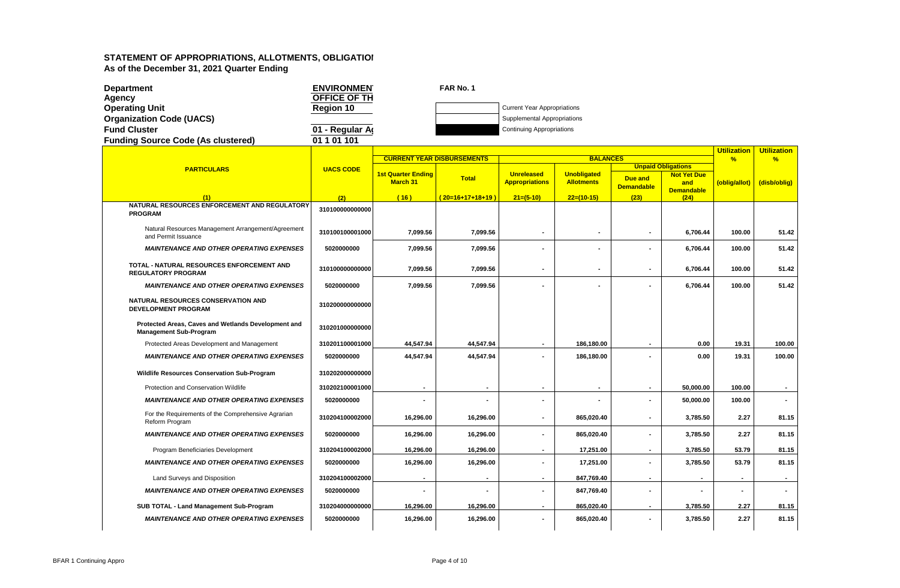**STATEMENT OF APPROPRIATIONS, ALLOTMENTS, OBLIGATIOI**
**As of the December 31, 2021 Quarter Ending**

| | | | |
|---|---|---|---|
| **Department** | **ENVIRONMEN** | **FAR No. 1** | |
| **Agency** | **OFFICE OF TH** | | |
| **Operating Unit** | **Region 10** | | Current Year Appropriations |
| **Organization Code (UACS)** | | | Supplemental Appropriations |
| **Fund Cluster** | **01 - Regular A** | | Continuing Appropriations |
| **Funding Source Code (As clustered)** | **01 1 01 101** | | |

| PARTICULARS | UACS CODE | CURRENT YEAR DISBURSEMENTS | | BALANCES | | | | Utilization % | Utilization % |
|---|---|---|---|---|---|---|---|---|---|
| | | | | | | Unpaid Obligations | | | |
| | | 1st Quarter Ending March 31 | Total | Unreleased Appropriations | Unobligated Allotments | Due and Demandable | Not Yet Due and Demandable | (oblig/allot) | (disb/oblig) |
| (1) | (2) | (16) | (20=16+17+18+19) | 21=(5-10) | 22=(10-15) | (23) | (24) | | |
| **NATURAL RESOURCES ENFORCEMENT AND REGULATORY PROGRAM** | 310100000000000 | | | | | | | | |
| Natural Resources Management Arrangement/Agreement and Permit Issuance | 310100100001000 | 7,099.56 | 7,099.56 | - | - | - | 6,706.44 | 100.00 | 51.42 |
| *MAINTENANCE AND OTHER OPERATING EXPENSES* | 5020000000 | 7,099.56 | 7,099.56 | - | - | - | 6,706.44 | 100.00 | 51.42 |
| **TOTAL - NATURAL RESOURCES ENFORCEMENT AND REGULATORY PROGRAM** | 310100000000000 | 7,099.56 | 7,099.56 | - | - | - | 6,706.44 | 100.00 | 51.42 |
| *MAINTENANCE AND OTHER OPERATING EXPENSES* | 5020000000 | 7,099.56 | 7,099.56 | - | - | - | 6,706.44 | 100.00 | 51.42 |
| **NATURAL RESOURCES CONSERVATION AND DEVELOPMENT PROGRAM** | 310200000000000 | | | | | | | | |
| **Protected Areas, Caves and Wetlands Development and Management Sub-Program** | 310201000000000 | | | | | | | | |
| Protected Areas Development and Management | 310201100001000 | 44,547.94 | 44,547.94 | - | 186,180.00 | - | 0.00 | 19.31 | 100.00 |
| *MAINTENANCE AND OTHER OPERATING EXPENSES* | 5020000000 | 44,547.94 | 44,547.94 | - | 186,180.00 | - | 0.00 | 19.31 | 100.00 |
| **Wildlife Resources Conservation Sub-Program** | 310202000000000 | | | | | | | | |
| Protection and Conservation Wildlife | 310202100001000 | - | - | - | - | - | 50,000.00 | 100.00 | - |
| *MAINTENANCE AND OTHER OPERATING EXPENSES* | 5020000000 | - | - | - | - | - | 50,000.00 | 100.00 | - |
| For the Requirements of the Comprehensive Agrarian Reform Program | 310204100002000 | 16,296.00 | 16,296.00 | - | 865,020.40 | - | 3,785.50 | 2.27 | 81.15 |
| *MAINTENANCE AND OTHER OPERATING EXPENSES* | 5020000000 | 16,296.00 | 16,296.00 | - | 865,020.40 | - | 3,785.50 | 2.27 | 81.15 |
| Program Beneficiaries Development | 310204100002000 | 16,296.00 | 16,296.00 | - | 17,251.00 | - | 3,785.50 | 53.79 | 81.15 |
| *MAINTENANCE AND OTHER OPERATING EXPENSES* | 5020000000 | 16,296.00 | 16,296.00 | - | 17,251.00 | - | 3,785.50 | 53.79 | 81.15 |
| Land Surveys and Disposition | 310204100002000 | - | - | - | 847,769.40 | - | - | - | - |
| *MAINTENANCE AND OTHER OPERATING EXPENSES* | 5020000000 | - | - | - | 847,769.40 | - | - | - | - |
| **SUB TOTAL - Land Management Sub-Program** | 310204000000000 | 16,296.00 | 16,296.00 | - | 865,020.40 | - | 3,785.50 | 2.27 | 81.15 |
| *MAINTENANCE AND OTHER OPERATING EXPENSES* | 5020000000 | 16,296.00 | 16,296.00 | - | 865,020.40 | - | 3,785.50 | 2.27 | 81.15 |

BFAR 1 Continuing Appro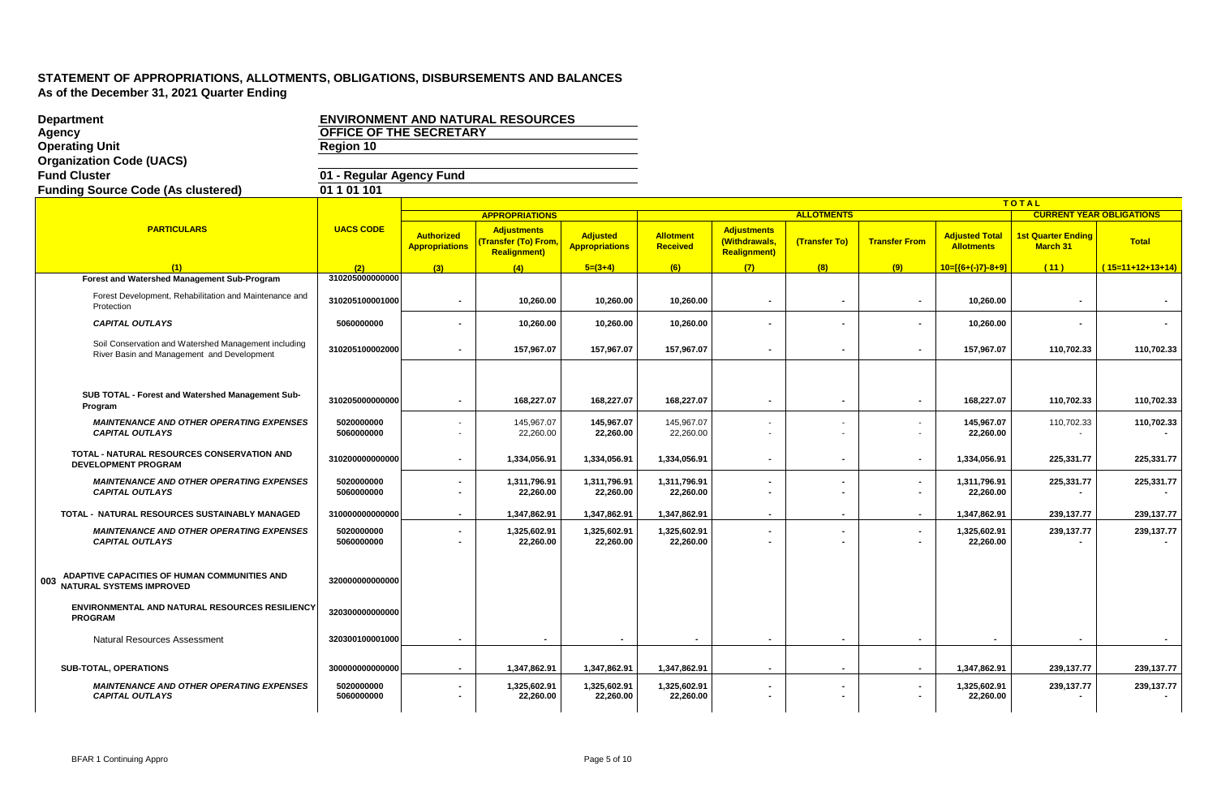# STATEMENT OF APPROPRIATIONS, ALLOTMENTS, OBLIGATIONS, DISBURSEMENTS AND BALANCES
## As of the December 31, 2021 Quarter Ending

**Department** ENVIRONMENT AND NATURAL RESOURCES
**Agency** OFFICE OF THE SECRETARY
**Operating Unit** Region 10
**Organization Code (UACS)**
**Fund Cluster** 01 - Regular Agency Fund
**Funding Source Code (As clustered)** 01 1 01 101

| PARTICULARS | UACS CODE | APPROPRIATIONS | | | ALLOTMENTS | | | | | TOTAL CURRENT YEAR OBLIGATIONS | |
|---|---|---|---|---|---|---|---|---|---|---|---|
| | | Authorized Appropriations | Adjustments (Transfer (To) From, Realignment) | Adjusted Appropriations | Allotment Received | Adjustments (Withdrawals, Realignment) | (Transfer To) | Transfer From | Adjusted Total Allotments | 1st Quarter Ending March 31 | Total |
| (1) | (2) | (3) | (4) | 5=(3+4) | (6) | (7) | (8) | (9) | 10=[{6+(-)7}-8+9] | (11) | (15=11+12+13+14) |
| **Forest and Watershed Management Sub-Program** | 310205000000000 | | | | | | | | | | |
| Forest Development, Rehabilitation and Maintenance and Protection | 310205100001000 | - | 10,260.00 | 10,260.00 | 10,260.00 | - | - | - | 10,260.00 | - | - |
| *CAPITAL OUTLAYS* | 5060000000 | - | 10,260.00 | 10,260.00 | 10,260.00 | - | - | - | 10,260.00 | - | - |
| Soil Conservation and Watershed Management including River Basin and Management and Development | 310205100002000 | - | 157,967.07 | 157,967.07 | 157,967.07 | - | - | - | 157,967.07 | 110,702.33 | 110,702.33 |
| **SUB TOTAL - Forest and Watershed Management Sub-Program** | 310205000000000 | - | 168,227.07 | 168,227.07 | 168,227.07 | - | - | - | 168,227.07 | 110,702.33 | 110,702.33 |
| *MAINTENANCE AND OTHER OPERATING EXPENSES* | 5020000000 | - | 145,967.07 | 145,967.07 | 145,967.07 | - | - | - | 145,967.07 | 110,702.33 | 110,702.33 |
| *CAPITAL OUTLAYS* | 5060000000 | - | 22,260.00 | 22,260.00 | 22,260.00 | - | - | - | 22,260.00 | - | - |
| **TOTAL - NATURAL RESOURCES CONSERVATION AND DEVELOPMENT PROGRAM** | 310200000000000 | - | 1,334,056.91 | 1,334,056.91 | 1,334,056.91 | - | - | - | 1,334,056.91 | 225,331.77 | 225,331.77 |
| *MAINTENANCE AND OTHER OPERATING EXPENSES* | 5020000000 | - | 1,311,796.91 | 1,311,796.91 | 1,311,796.91 | - | - | - | 1,311,796.91 | 225,331.77 | 225,331.77 |
| *CAPITAL OUTLAYS* | 5060000000 | - | 22,260.00 | 22,260.00 | 22,260.00 | - | - | - | 22,260.00 | - | - |
| **TOTAL - NATURAL RESOURCES SUSTAINABLY MANAGED** | 310000000000000 | - | 1,347,862.91 | 1,347,862.91 | 1,347,862.91 | - | - | - | 1,347,862.91 | 239,137.77 | 239,137.77 |
| *MAINTENANCE AND OTHER OPERATING EXPENSES* | 5020000000 | - | 1,325,602.91 | 1,325,602.91 | 1,325,602.91 | - | - | - | 1,325,602.91 | 239,137.77 | 239,137.77 |
| *CAPITAL OUTLAYS* | 5060000000 | - | 22,260.00 | 22,260.00 | 22,260.00 | - | - | - | 22,260.00 | - | - |
| **003 ADAPTIVE CAPACITIES OF HUMAN COMMUNITIES AND NATURAL SYSTEMS IMPROVED** | 320000000000000 | | | | | | | | | | |
| **ENVIRONMENTAL AND NATURAL RESOURCES RESILIENCY PROGRAM** | 320300000000000 | | | | | | | | | | |
| Natural Resources Assessment | 320300100001000 | - | - | - | - | - | - | - | - | - | - |
| **SUB-TOTAL, OPERATIONS** | 300000000000000 | - | 1,347,862.91 | 1,347,862.91 | 1,347,862.91 | - | - | - | 1,347,862.91 | 239,137.77 | 239,137.77 |
| *MAINTENANCE AND OTHER OPERATING EXPENSES* | 5020000000 | - | 1,325,602.91 | 1,325,602.91 | 1,325,602.91 | - | - | - | 1,325,602.91 | 239,137.77 | 239,137.77 |
| *CAPITAL OUTLAYS* | 5060000000 | - | 22,260.00 | 22,260.00 | 22,260.00 | - | - | - | 22,260.00 | - | - |

BFAR 1 Continuing Appro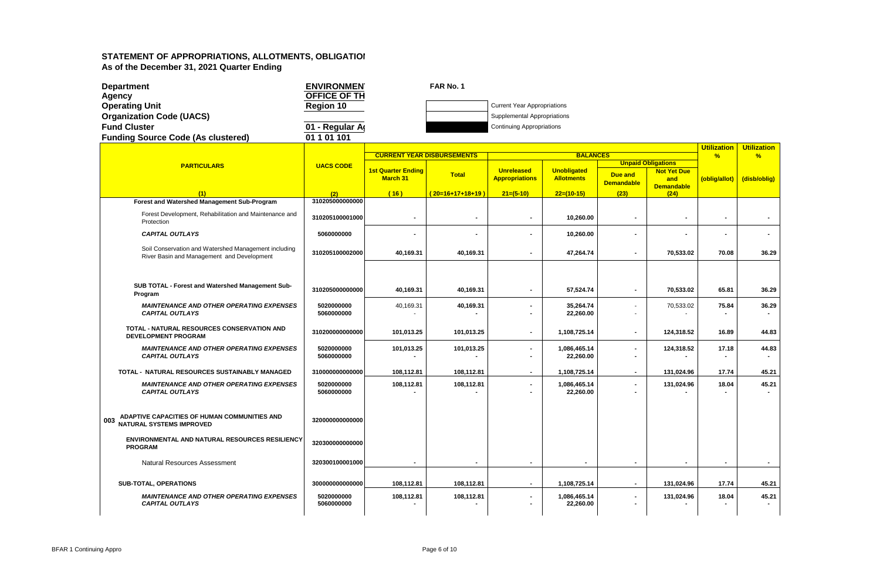# STATEMENT OF APPROPRIATIONS, ALLOTMENTS, OBLIGATIOI

**As of the December 31, 2021 Quarter Ending**

**Department** ENVIRONMEN FAR No. 1
**Agency** OFFICE OF TH
**Operating Unit** Region 10
**Organization Code (UACS)**
**Fund Cluster** 01 - Regular A
**Funding Source Code (As clustered)** 01 1 01 101

| | Current Year Appropriations |
|---|---|
| | Supplemental Appropriations |
| ■ | Continuing Appropriations |

| PARTICULARS | UACS CODE | CURRENT YEAR DISBURSEMENTS | | BALANCES | | | | Utilization % | Utilization % |
|---|---|---|---|---|---|---|---|---|---|
| | | | | | | Unpaid Obligations | | | |
| | | 1st Quarter Ending March 31 | Total | Unreleased Appropriations | Unobligated Allotments | Due and Demandable | Not Yet Due and Demandable | (oblig/allot) | (disb/oblig) |
| (1) | (2) | (16) | (20=16+17+18+19) | 21=(5-10) | 22=(10-15) | (23) | (24) | | |
| **Forest and Watershed Management Sub-Program** | 310205000000000 | | | | | | | | |
| Forest Development, Rehabilitation and Maintenance and Protection | 310205100001000 | - | - | - | 10,260.00 | - | - | - | - |
| *CAPITAL OUTLAYS* | 5060000000 | - | - | - | 10,260.00 | - | - | - | - |
| Soil Conservation and Watershed Management including River Basin and Management and Development | 310205100002000 | 40,169.31 | 40,169.31 | - | 47,264.74 | - | 70,533.02 | 70.08 | 36.29 |
| **SUB TOTAL - Forest and Watershed Management Sub-Program** | 310205000000000 | 40,169.31 | 40,169.31 | - | 57,524.74 | - | 70,533.02 | 65.81 | 36.29 |
| ***MAINTENANCE AND OTHER OPERATING EXPENSES*** | 5020000000 | 40,169.31 | 40,169.31 | - | 35,264.74 | - | 70,533.02 | 75.84 | 36.29 |
| ***CAPITAL OUTLAYS*** | 5060000000 | - | - | - | 22,260.00 | - | - | - | - |
| **TOTAL - NATURAL RESOURCES CONSERVATION AND DEVELOPMENT PROGRAM** | 310200000000000 | 101,013.25 | 101,013.25 | - | 1,108,725.14 | - | 124,318.52 | 16.89 | 44.83 |
| ***MAINTENANCE AND OTHER OPERATING EXPENSES*** | 5020000000 | 101,013.25 | 101,013.25 | - | 1,086,465.14 | - | 124,318.52 | 17.18 | 44.83 |
| ***CAPITAL OUTLAYS*** | 5060000000 | - | - | - | 22,260.00 | - | - | - | - |
| **TOTAL - NATURAL RESOURCES SUSTAINABLY MANAGED** | 310000000000000 | 108,112.81 | 108,112.81 | - | 1,108,725.14 | - | 131,024.96 | 17.74 | 45.21 |
| ***MAINTENANCE AND OTHER OPERATING EXPENSES*** | 5020000000 | 108,112.81 | 108,112.81 | - | 1,086,465.14 | - | 131,024.96 | 18.04 | 45.21 |
| ***CAPITAL OUTLAYS*** | 5060000000 | - | - | - | 22,260.00 | - | - | - | - |
| **003 ADAPTIVE CAPACITIES OF HUMAN COMMUNITIES AND NATURAL SYSTEMS IMPROVED** | 320000000000000 | | | | | | | | |
| **ENVIRONMENTAL AND NATURAL RESOURCES RESILIENCY PROGRAM** | 320300000000000 | | | | | | | | |
| Natural Resources Assessment | 320300100001000 | - | - | - | - | - | - | - | - |
| **SUB-TOTAL, OPERATIONS** | 300000000000000 | 108,112.81 | 108,112.81 | - | 1,108,725.14 | - | 131,024.96 | 17.74 | 45.21 |
| ***MAINTENANCE AND OTHER OPERATING EXPENSES*** | 5020000000 | 108,112.81 | 108,112.81 | - | 1,086,465.14 | - | 131,024.96 | 18.04 | 45.21 |
| ***CAPITAL OUTLAYS*** | 5060000000 | - | - | - | 22,260.00 | - | - | - | - |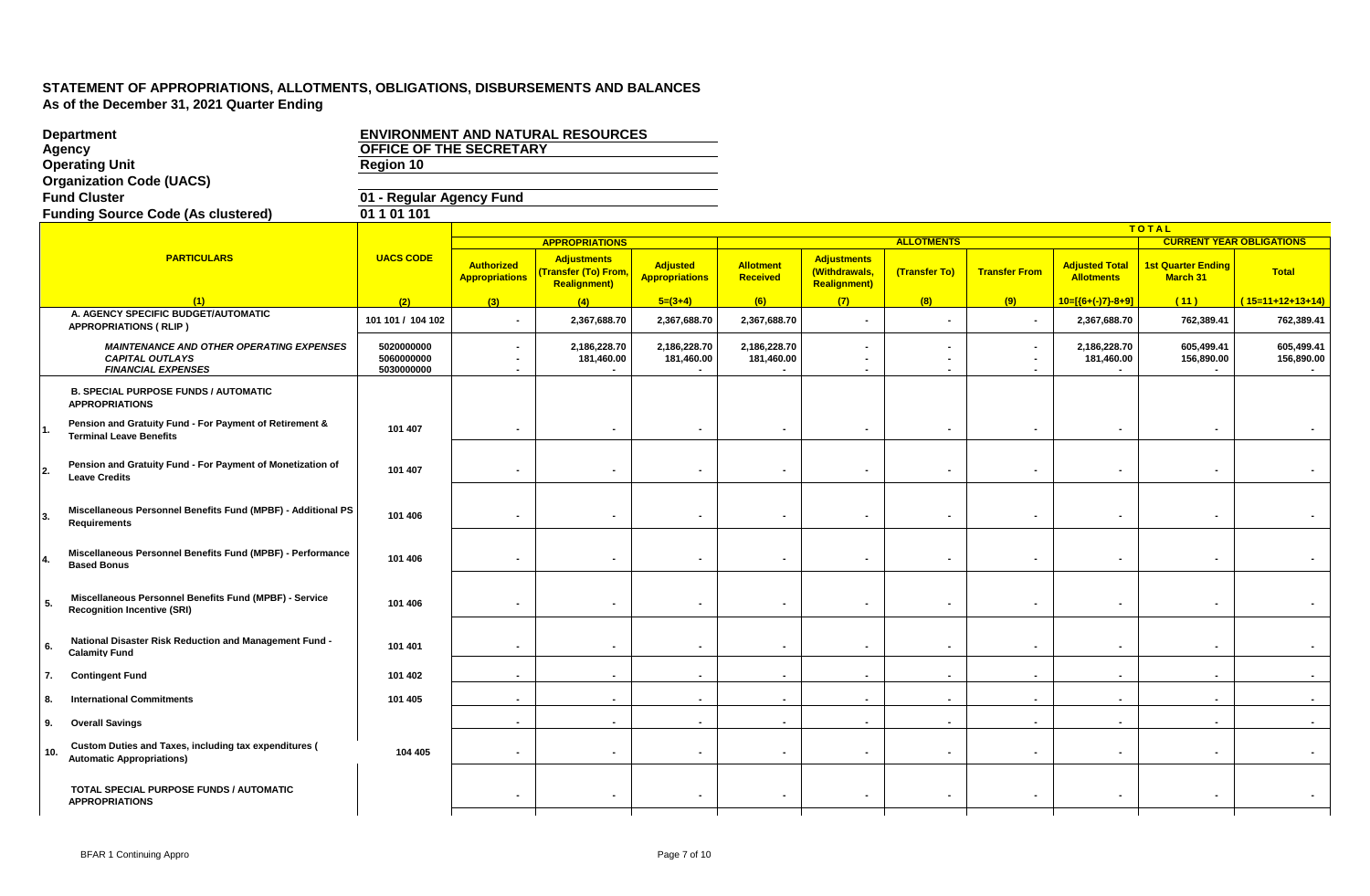# STATEMENT OF APPROPRIATIONS, ALLOTMENTS, OBLIGATIONS, DISBURSEMENTS AND BALANCES

**As of the December 31, 2021 Quarter Ending**

| | |
|---|---|
| **Department** | **ENVIRONMENT AND NATURAL RESOURCES** |
| **Agency** | **OFFICE OF THE SECRETARY** |
| **Operating Unit** | **Region 10** |
| **Organization Code (UACS)** | |
| **Fund Cluster** | **01 - Regular Agency Fund** |
| **Funding Source Code (As clustered)** | **01 1 01 101** |

| | PARTICULARS | UACS CODE | APPROPRIATIONS | | | ALLOTMENTS | | | | | TOTAL CURRENT YEAR OBLIGATIONS | |
|---|---|---|---|---|---|---|---|---|---|---|---|---|
| | | | Authorized Appropriations | Adjustments (Transfer (To) From, Realignment) | Adjusted Appropriations | Allotment Received | Adjustments (Withdrawals, Realignment) | (Transfer To) | Transfer From | Adjusted Total Allotments | 1st Quarter Ending March 31 | Total |
| | (1) | (2) | (3) | (4) | 5=(3+4) | (6) | (7) | (8) | (9) | 10=[{6+(-)7}-8+9] | (11) | (15=11+12+13+14) |
| | **A. AGENCY SPECIFIC BUDGET/AUTOMATIC APPROPRIATIONS ( RLIP )** | 101 101 / 104 102 | - | 2,367,688.70 | 2,367,688.70 | 2,367,688.70 | - | - | - | 2,367,688.70 | 762,389.41 | 762,389.41 |
| | ***MAINTENANCE AND OTHER OPERATING EXPENSES*** | 5020000000 | - | 2,186,228.70 | 2,186,228.70 | 2,186,228.70 | - | - | - | 2,186,228.70 | 605,499.41 | 605,499.41 |
| | ***CAPITAL OUTLAYS*** | 5060000000 | - | 181,460.00 | 181,460.00 | 181,460.00 | - | - | - | 181,460.00 | 156,890.00 | 156,890.00 |
| | ***FINANCIAL EXPENSES*** | 5030000000 | - | - | - | - | - | - | - | - | - | - |
| | **B. SPECIAL PURPOSE FUNDS / AUTOMATIC APPROPRIATIONS** | | | | | | | | | | | |
| 1. | **Pension and Gratuity Fund - For Payment of Retirement & Terminal Leave Benefits** | 101 407 | - | - | - | - | - | - | - | - | - | - |
| 2. | **Pension and Gratuity Fund - For Payment of Monetization of Leave Credits** | 101 407 | - | - | - | - | - | - | - | - | - | - |
| 3. | **Miscellaneous Personnel Benefits Fund (MPBF) - Additional PS Requirements** | 101 406 | - | - | - | - | - | - | - | - | - | - |
| 4. | **Miscellaneous Personnel Benefits Fund (MPBF) - Performance Based Bonus** | 101 406 | - | - | - | - | - | - | - | - | - | - |
| 5. | **Miscellaneous Personnel Benefits Fund (MPBF) - Service Recognition Incentive (SRI)** | 101 406 | - | - | - | - | - | - | - | - | - | - |
| 6. | **National Disaster Risk Reduction and Management Fund - Calamity Fund** | 101 401 | - | - | - | - | - | - | - | - | - | - |
| 7. | **Contingent Fund** | 101 402 | - | - | - | - | - | - | - | - | - | - |
| 8. | **International Commitments** | 101 405 | - | - | - | - | - | - | - | - | - | - |
| 9. | **Overall Savings** | | - | - | - | - | - | - | - | - | - | - |
| 10. | **Custom Duties and Taxes, including tax expenditures ( Automatic Appropriations)** | 104 405 | - | - | - | - | - | - | - | - | - | - |
| | **TOTAL SPECIAL PURPOSE FUNDS / AUTOMATIC APPROPRIATIONS** | | - | - | - | - | - | - | - | - | - | - |

BFAR 1 Continuing Appro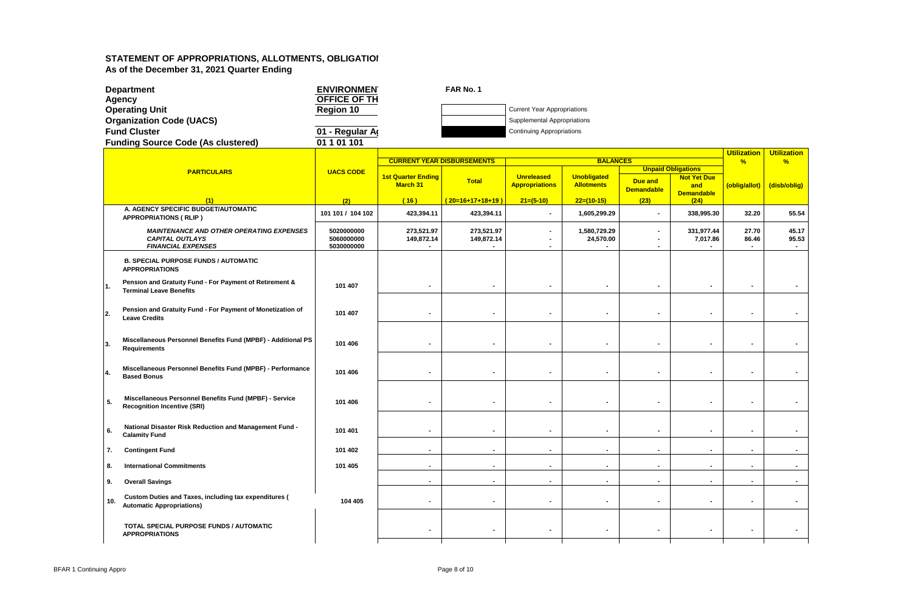# STATEMENT OF APPROPRIATIONS, ALLOTMENTS, OBLIGATIOI
**As of the December 31, 2021 Quarter Ending**

| | | | |
|---|---|---|---|
| **Department** | **ENVIRONMEN** | **FAR No. 1** | |
| **Agency** | **OFFICE OF TH** | | |
| **Operating Unit** | **Region 10** | | Current Year Appropriations |
| **Organization Code (UACS)** | | | Supplemental Appropriations |
| **Fund Cluster** | **01 - Regular A** | | Continuing Appropriations |
| **Funding Source Code (As clustered)** | **01 1 01 101** | | |

| | PARTICULARS | UACS CODE | CURRENT YEAR DISBURSEMENTS | | BALANCES | | | | Utilization % | Utilization % |
|---|---|---|---|---|---|---|---|---|---|---|
| | | | | | | | Unpaid Obligations | | | |
| | | | 1st Quarter Ending March 31 | Total | Unreleased Appropriations | Unobligated Allotments | Due and Demandable | Not Yet Due and Demandable | (oblig/allot) | (disb/oblig) |
| | (1) | (2) | (16) | (20=16+17+18+19) | 21=(5-10) | 22=(10-15) | (23) | (24) | | |
| | **A. AGENCY SPECIFIC BUDGET/AUTOMATIC APPROPRIATIONS ( RLIP )** | 101 101 / 104 102 | 423,394.11 | 423,394.11 | - | 1,605,299.29 | - | 338,995.30 | 32.20 | 55.54 |
| | *MAINTENANCE AND OTHER OPERATING EXPENSES* | 5020000000 | 273,521.97 | 273,521.97 | - | 1,580,729.29 | - | 331,977.44 | 27.70 | 45.17 |
| | *CAPITAL OUTLAYS* | 5060000000 | 149,872.14 | 149,872.14 | - | 24,570.00 | - | 7,017.86 | 86.46 | 95.53 |
| | *FINANCIAL EXPENSES* | 5030000000 | - | - | - | - | - | - | - | - |
| | **B. SPECIAL PURPOSE FUNDS / AUTOMATIC APPROPRIATIONS** | | | | | | | | | |
| 1. | **Pension and Gratuity Fund - For Payment of Retirement & Terminal Leave Benefits** | 101 407 | - | - | - | - | - | - | - | - |
| 2. | **Pension and Gratuity Fund - For Payment of Monetization of Leave Credits** | 101 407 | - | - | - | - | - | - | - | - |
| 3. | **Miscellaneous Personnel Benefits Fund (MPBF) - Additional PS Requirements** | 101 406 | - | - | - | - | - | - | - | - |
| 4. | **Miscellaneous Personnel Benefits Fund (MPBF) - Performance Based Bonus** | 101 406 | - | - | - | - | - | - | - | - |
| 5. | **Miscellaneous Personnel Benefits Fund (MPBF) - Service Recognition Incentive (SRI)** | 101 406 | - | - | - | - | - | - | - | - |
| 6. | **National Disaster Risk Reduction and Management Fund - Calamity Fund** | 101 401 | - | - | - | - | - | - | - | - |
| 7. | **Contingent Fund** | 101 402 | - | - | - | - | - | - | - | - |
| 8. | **International Commitments** | 101 405 | - | - | - | - | - | - | - | - |
| 9. | **Overall Savings** | | - | - | - | - | - | - | - | - |
| 10. | **Custom Duties and Taxes, including tax expenditures ( Automatic Appropriations)** | 104 405 | - | - | - | - | - | - | - | - |
| | **TOTAL SPECIAL PURPOSE FUNDS / AUTOMATIC APPROPRIATIONS** | | - | - | - | - | - | - | - | - |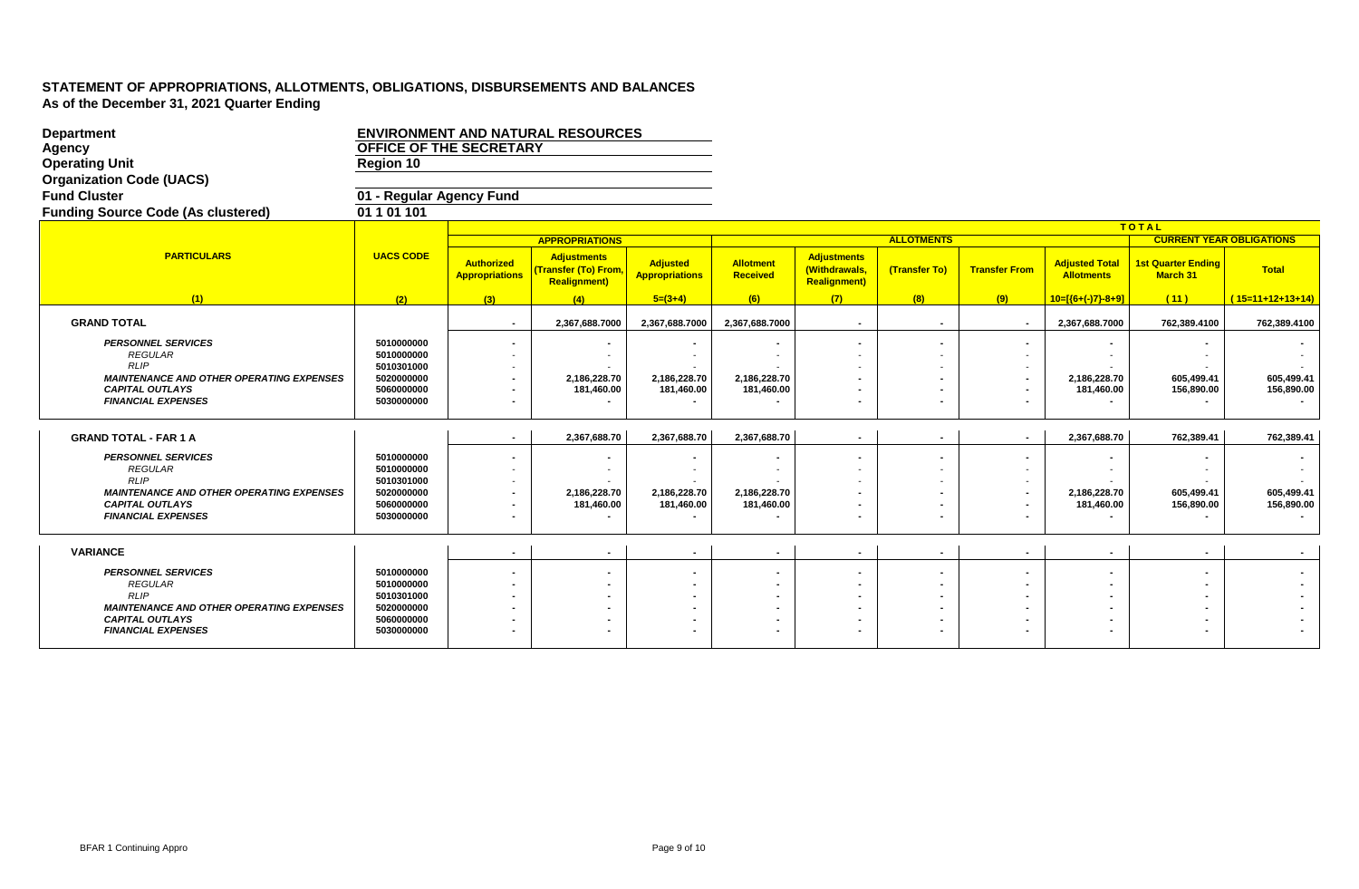# STATEMENT OF APPROPRIATIONS, ALLOTMENTS, OBLIGATIONS, DISBURSEMENTS AND BALANCES
## As of the December 31, 2021 Quarter Ending

**Department** ENVIRONMENT AND NATURAL RESOURCES
**Agency** OFFICE OF THE SECRETARY
**Operating Unit** Region 10
**Organization Code (UACS)**
**Fund Cluster** 01 - Regular Agency Fund
**Funding Source Code (As clustered)** 01 1 01 101

| PARTICULARS | UACS CODE | TOTAL | | | | | | | | | | |
|---|---|---|---|---|---|---|---|---|---|---|---|---|
| | | APPROPRIATIONS | | | ALLOTMENTS | | | | | CURRENT YEAR OBLIGATIONS | | |
| | | Authorized Appropriations | Adjustments (Transfer (To) From, Realignment) | Adjusted Appropriations | Allotment Received | Adjustments (Withdrawals, Realignment) | (Transfer To) | Transfer From | Adjusted Total Allotments | 1st Quarter Ending March 31 | Total |
| (1) | (2) | (3) | (4) | 5=(3+4) | (6) | (7) | (8) | (9) | 10=[{6+(-)7}-8+9] | (11) | (15=11+12+13+14) |
| **GRAND TOTAL** | | - | 2,367,688.7000 | 2,367,688.7000 | 2,367,688.7000 | - | - | - | 2,367,688.7000 | 762,389.4100 | 762,389.4100 |
| *PERSONNEL SERVICES* | 5010000000 | - | - | - | - | - | - | - | - | - | - |
| *REGULAR* | 5010000000 | - | - | - | - | - | - | - | - | - | - |
| *RLIP* | 5010301000 | - | - | - | - | - | - | - | - | - | - |
| *MAINTENANCE AND OTHER OPERATING EXPENSES* | 5020000000 | - | 2,186,228.70 | 2,186,228.70 | 2,186,228.70 | - | - | - | 2,186,228.70 | 605,499.41 | 605,499.41 |
| *CAPITAL OUTLAYS* | 5060000000 | - | 181,460.00 | 181,460.00 | 181,460.00 | - | - | - | 181,460.00 | 156,890.00 | 156,890.00 |
| *FINANCIAL EXPENSES* | 5030000000 | - | - | - | - | - | - | - | - | - | - |
| **GRAND TOTAL - FAR 1 A** | | - | 2,367,688.70 | 2,367,688.70 | 2,367,688.70 | - | - | - | 2,367,688.70 | 762,389.41 | 762,389.41 |
| *PERSONNEL SERVICES* | 5010000000 | - | - | - | - | - | - | - | - | - | - |
| *REGULAR* | 5010000000 | - | - | - | - | - | - | - | - | - | - |
| *RLIP* | 5010301000 | - | - | - | - | - | - | - | - | - | - |
| *MAINTENANCE AND OTHER OPERATING EXPENSES* | 5020000000 | - | 2,186,228.70 | 2,186,228.70 | 2,186,228.70 | - | - | - | 2,186,228.70 | 605,499.41 | 605,499.41 |
| *CAPITAL OUTLAYS* | 5060000000 | - | 181,460.00 | 181,460.00 | 181,460.00 | - | - | - | 181,460.00 | 156,890.00 | 156,890.00 |
| *FINANCIAL EXPENSES* | 5030000000 | - | - | - | - | - | - | - | - | - | - |
| **VARIANCE** | | - | - | - | - | - | - | - | - | - | - |
| *PERSONNEL SERVICES* | 5010000000 | - | - | - | - | - | - | - | - | - | - |
| *REGULAR* | 5010000000 | - | - | - | - | - | - | - | - | - | - |
| *RLIP* | 5010301000 | - | - | - | - | - | - | - | - | - | - |
| *MAINTENANCE AND OTHER OPERATING EXPENSES* | 5020000000 | - | - | - | - | - | - | - | - | - | - |
| *CAPITAL OUTLAYS* | 5060000000 | - | - | - | - | - | - | - | - | - | - |
| *FINANCIAL EXPENSES* | 5030000000 | - | - | - | - | - | - | - | - | - | - |

BFAR 1 Continuing Appro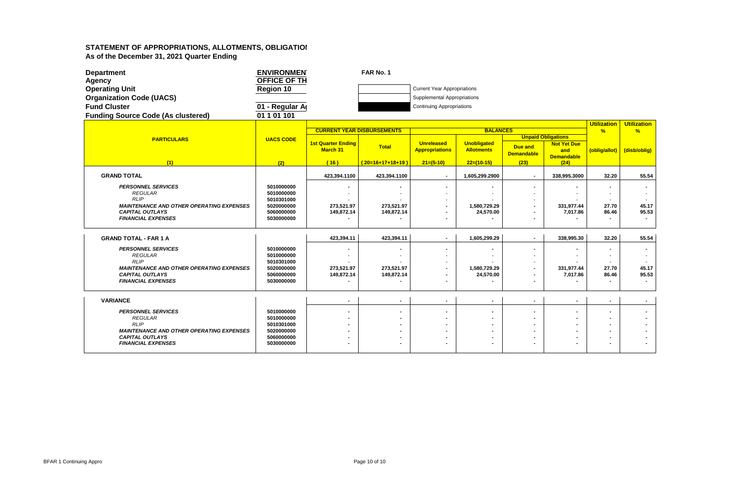# STATEMENT OF APPROPRIATIONS, ALLOTMENTS, OBLIGATIONS

**As of the December 31, 2021 Quarter Ending**

| | | | |
|---|---|---|---|
| **Department** | **ENVIRONMENT** | **FAR No. 1** | |
| **Agency** | **OFFICE OF TH** | | |
| **Operating Unit** | **Region 10** | | Current Year Appropriations |
| **Organization Code (UACS)** | | | Supplemental Appropriations |
| **Fund Cluster** | **01 - Regular A** | | Continuing Appropriations |
| **Funding Source Code (As clustered)** | **01 1 01 101** | | |

| PARTICULARS | UACS CODE | CURRENT YEAR DISBURSEMENTS | | BALANCES | | | | Utilization % | Utilization % |
|---|---|---|---|---|---|---|---|---|---|
| | | 1st Quarter Ending March 31 | Total | Unreleased Appropriations | Unobligated Allotments | Unpaid Obligations | | (oblig/allot) | (disb/oblig) |
| | | | | | | Due and Demandable | Not Yet Due and Demandable | | |
| (1) | (2) | (16) | (20=16+17+18+19) | 21=(5-10) | 22=(10-15) | (23) | (24) | | |
| **GRAND TOTAL** | | 423,394.1100 | 423,394.1100 | - | 1,605,299.2900 | - | 338,995.3000 | 32.20 | 55.54 |
| *PERSONNEL SERVICES* | 5010000000 | - | - | - | - | - | - | - | - |
| *REGULAR* | 5010000000 | - | - | - | - | - | - | - | - |
| *RLIP* | 5010301000 | - | - | - | - | - | - | - | - |
| *MAINTENANCE AND OTHER OPERATING EXPENSES* | 5020000000 | 273,521.97 | 273,521.97 | - | 1,580,729.29 | - | 331,977.44 | 27.70 | 45.17 |
| *CAPITAL OUTLAYS* | 5060000000 | 149,872.14 | 149,872.14 | - | 24,570.00 | - | 7,017.86 | 86.46 | 95.53 |
| *FINANCIAL EXPENSES* | 5030000000 | - | - | - | - | - | - | - | - |
| **GRAND TOTAL - FAR 1 A** | | 423,394.11 | 423,394.11 | - | 1,605,299.29 | - | 338,995.30 | 32.20 | 55.54 |
| *PERSONNEL SERVICES* | 5010000000 | - | - | - | - | - | - | - | - |
| *REGULAR* | 5010000000 | - | - | - | - | - | - | - | - |
| *RLIP* | 5010301000 | - | - | - | - | - | - | - | - |
| *MAINTENANCE AND OTHER OPERATING EXPENSES* | 5020000000 | 273,521.97 | 273,521.97 | - | 1,580,729.29 | - | 331,977.44 | 27.70 | 45.17 |
| *CAPITAL OUTLAYS* | 5060000000 | 149,872.14 | 149,872.14 | - | 24,570.00 | - | 7,017.86 | 86.46 | 95.53 |
| *FINANCIAL EXPENSES* | 5030000000 | - | - | - | - | - | - | - | - |
| **VARIANCE** | | - | - | - | - | - | - | - | - |
| *PERSONNEL SERVICES* | 5010000000 | - | - | - | - | - | - | - | - |
| *REGULAR* | 5010000000 | - | - | - | - | - | - | - | - |
| *RLIP* | 5010301000 | - | - | - | - | - | - | - | - |
| *MAINTENANCE AND OTHER OPERATING EXPENSES* | 5020000000 | - | - | - | - | - | - | - | - |
| *CAPITAL OUTLAYS* | 5060000000 | - | - | - | - | - | - | - | - |
| *FINANCIAL EXPENSES* | 5030000000 | - | - | - | - | - | - | - | - |

BFAR 1 Continuing Appro